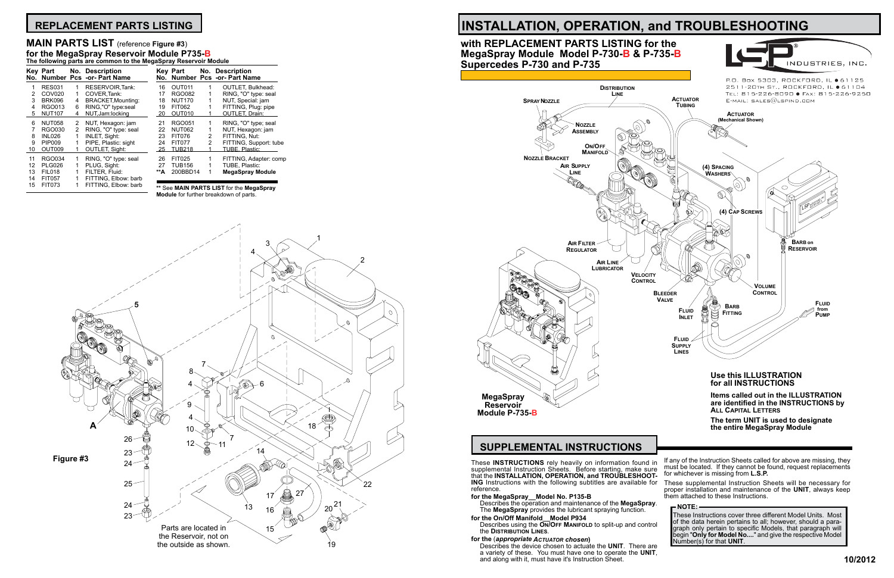## REPLACEMENT PARTS LISTING

### MAIN PARTS LIST (reference Figure #3) for the MegaSpray Reservoir Module P735-B

**The following parts are common to the MegaSpray Reservoir Module**

| Key No. | Part Number | No. Pcs | Description -or- Part Name |
|---|---|---|---|
| 1 | RES031 | 1 | RESERVOIR,Tank: |
| 2 | COV020 | 1 | COVER,Tank: |
| 3 | BRK096 | 4 | BRACKET,Mounting: |
| 4 | RGO013 | 6 | RING,"O" type:seal |
| 5 | NUT107 | 4 | NUT,Jam:locking |
| 6 | NUT058 | 2 | NUT, Hexagon: jam |
| 7 | RGO030 | 2 | RING, "O" type: seal |
| 8 | INL026 | 1 | INLET, Sight: |
| 9 | PIP009 | 1 | PIPE, Plastic: sight |
| 10 | OUT009 | 1 | OUTLET, Sight: |
| 11 | RGO034 | 1 | RING, "O" type: seal |
| 12 | PLG026 | 1 | PLUG, Sight: |
| 13 | FIL018 | 1 | FILTER, Fluid: |
| 14 | FIT057 | 1 | FITTING, Elbow: barb |
| 15 | FIT073 | 1 | FITTING, Elbow: barb |
| 16 | OUT011 | 1 | OUTLET, Bulkhead: |
| 17 | RGO082 | 1 | RING, "O" type: seal |
| 18 | NUT170 | 1 | NUT, Special: jam |
| 19 | FIT062 | 1 | FITTING, Plug: pipe |
| 20 | OUT010 | 1 | OUTLET, Drain: |
| 21 | RGO051 | 1 | RING, "O" type; seal |
| 22 | NUT062 | 1 | NUT, Hexagon: jam |
| 23 | FIT076 | 2 | FITTING, Nut: |
| 24 | FIT077 | 2 | FITTING, Support: tube |
| 25 | TUB218 | 1 | TUBE, Plastic: |
| 26 | FIT025 | 1 | FITTING, Adapter: comp |
| 27 | TUB156 | 1 | TUBE, Plastic: |
| **A | 200BBD14 | 1 | **MegaSpray Module** |

** See **MAIN PARTS LIST** for the **MegaSpray Module** for further breakdown of parts.

**Figure #3**

Parts are located in the Reservoir, not on the outside as shown.

# INSTALLATION, OPERATION, and TROUBLESHOOTING

## with REPLACEMENT PARTS LISTING for the MegaSpray Module Model P-730-B & P-735-B Supercedes P-730 and P-735

LSP INDUSTRIES, INC.
P.O. Box 5303, Rockford, IL ● 61125
2511-20th St., Rockford, IL ● 61104
Tel: 815-226-8090 ● Fax: 815-226-9250
E-mail: sales@lspind.com

**MegaSpray Reservoir Module P-735-B**

**Use this ILLUSTRATION for all INSTRUCTIONS**

**Items called out in the ILLUSTRATION are identified in the INSTRUCTIONS by ALL CAPITAL LETTERS**

**The term UNIT is used to designate the entire MegaSpray Module**

## SUPPLEMENTAL INSTRUCTIONS

These **INSTRUCTIONS** rely heavily on information found in supplemental Instruction Sheets. Before starting, make sure that the **INSTALLATION, OPERATION, and TROUBLESHOOTING** Instructions with the following subtitles are available for reference.

**for the MegaSpray__Model No. P135-B**
Describes the operation and maintenance of the **MegaSpray**. The **MegaSpray** provides the lubricant spraying function.

**for the On/Off Manifold__Model P934**
Describes using the **ON/OFF MANIFOLD** to split-up and control the **DISTRIBUTION LINES**.

**for the (*appropriate ACTUATOR chosen*)**
Describes the device chosen to actuate the **UNIT**. There are a variety of these. You must have one to operate the **UNIT**, and along with it, must have it's Instruction Sheet.

If any of the Instruction Sheets called for above are missing, they must be located. If they cannot be found, request replacements for whichever is missing from **L.S.P.**

These supplemental Instruction Sheets will be necessary for proper installation and maintenance of the **UNIT**, always keep them attached to these Instructions.

**NOTE:**
These Instructions cover three different Model Units. Most of the data herein pertains to all; however, should a paragraph only pertain to specific Models, that paragraph will begin "**Only for Model No....**" and give the respective Model Number(s) for that **UNIT**.

10/2012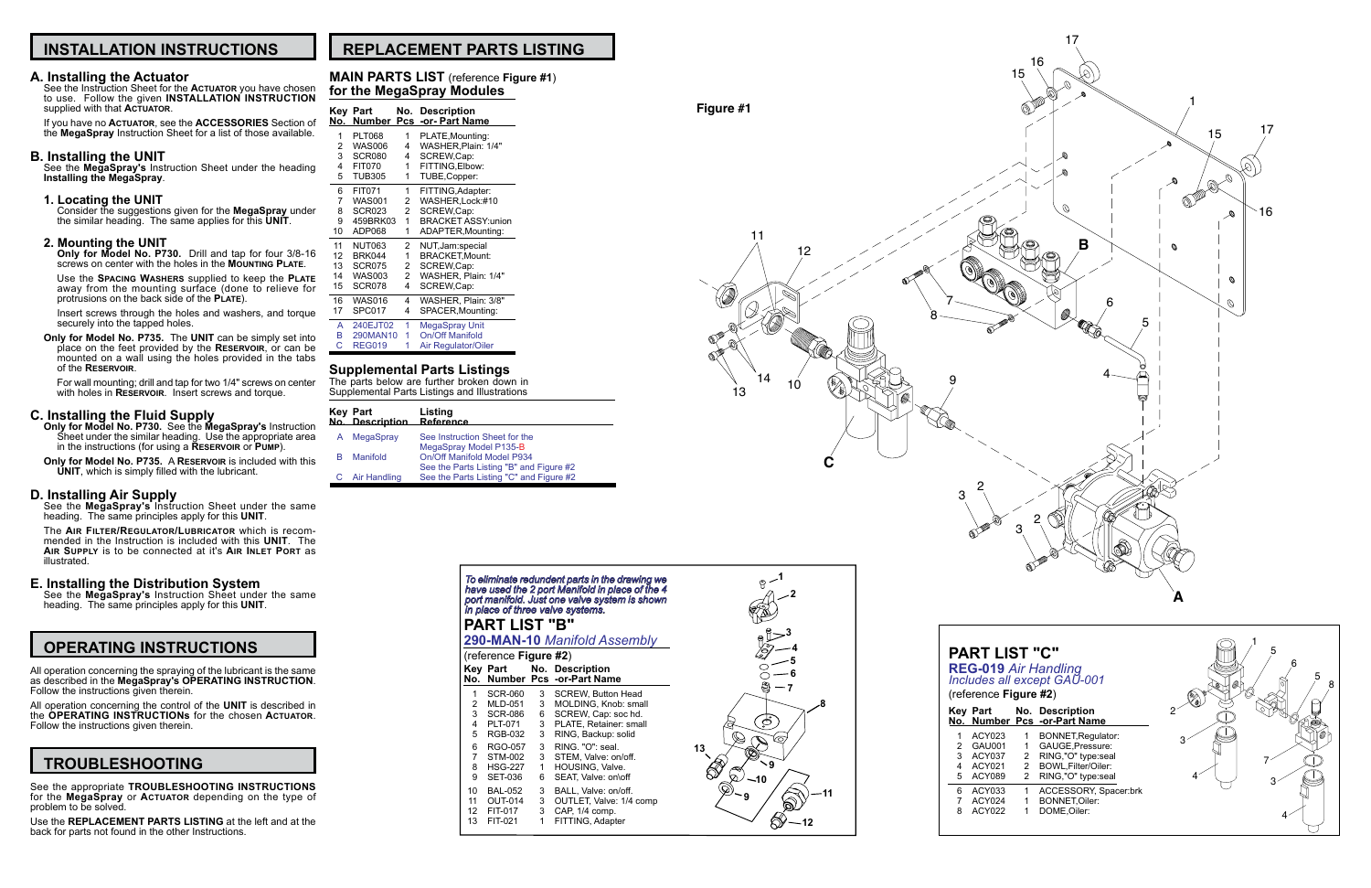## INSTALLATION INSTRUCTIONS

### A. Installing the Actuator

See the Instruction Sheet for the **ACTUATOR** you have chosen to use. Follow the given **INSTALLATION INSTRUCTION** supplied with that **ACTUATOR**.

If you have no **ACTUATOR**, see the **ACCESSORIES** Section of the **MegaSpray** Instruction Sheet for a list of those available.

### B. Installing the UNIT

See the **MegaSpray's** Instruction Sheet under the heading **Installing the MegaSpray**.

#### 1. Locating the UNIT

Consider the suggestions given for the **MegaSpray** under the similar heading. The same applies for this **UNIT**.

#### 2. Mounting the UNIT

**Only for Model No. P730.** Drill and tap for four 3/8-16 screws on center with the holes in the **MOUNTING PLATE**.

Use the **SPACING WASHERS** supplied to keep the **PLATE** away from the mounting surface (done to relieve for protrusions on the back side of the **PLATE**).

Insert screws through the holes and washers, and torque securely into the tapped holes.

**Only for Model No. P735.** The **UNIT** can be simply set into place on the feet provided by the **RESERVOIR**, or can be mounted on a wall using the holes provided in the tabs of the **RESERVOIR**.

For wall mounting; drill and tap for two 1/4" screws on center with holes in **RESERVOIR**. Insert screws and torque.

### C. Installing the Fluid Supply

**Only for Model No. P730.** See the **MegaSpray's** Instruction Sheet under the similar heading. Use the appropriate area in the instructions (for using a **RESERVOIR** or **PUMP**).

**Only for Model No. P735.** A **RESERVOIR** is included with this **UNIT**, which is simply filled with the lubricant.

### D. Installing Air Supply

See the **MegaSpray's** Instruction Sheet under the same heading. The same principles apply for this **UNIT**.

The **AIR FILTER/REGULATOR/LUBRICATOR** which is recommended in the Instruction is included with this **UNIT**. The **AIR SUPPLY** is to be connected at it's **AIR INLET PORT** as illustrated.

### E. Installing the Distribution System

See the **MegaSpray's** Instruction Sheet under the same heading. The same principles apply for this **UNIT**.

## OPERATING INSTRUCTIONS

All operation concerning the spraying of the lubricant is the same as described in the **MegaSpray's OPERATING INSTRUCTION**. Follow the instructions given therein.

All operation concerning the control of the **UNIT** is described in the **OPERATING INSTRUCTIONs** for the chosen **ACTUATOR**. Follow the instructions given therein.

## TROUBLESHOOTING

See the appropriate **TROUBLESHOOTING INSTRUCTIONS** for the **MegaSpray** or **ACTUATOR** depending on the type of problem to be solved.

Use the **REPLACEMENT PARTS LISTING** at the left and at the back for parts not found in the other Instructions.

## REPLACEMENT PARTS LISTING

### MAIN PARTS LIST (reference Figure #1) for the MegaSpray Modules

| Key No. | Part Number | No. Pcs | Description -or- Part Name |
|---|---|---|---|
| 1 | PLT068 | 1 | PLATE,Mounting: |
| 2 | WAS006 | 4 | WASHER,Plain: 1/4" |
| 3 | SCR080 | 4 | SCREW,Cap: |
| 4 | FIT070 | 1 | FITTING,Elbow: |
| 5 | TUB305 | 1 | TUBE,Copper: |
| 6 | FIT071 | 1 | FITTING,Adapter: |
| 7 | WAS001 | 2 | WASHER,Lock:#10 |
| 8 | SCR023 | 2 | SCREW,Cap: |
| 9 | 459BRK03 | 1 | BRACKET ASSY:union |
| 10 | ADP068 | 1 | ADAPTER,Mounting: |
| 11 | NUT063 | 2 | NUT,Jam:special |
| 12 | BRK044 | 1 | BRACKET,Mount: |
| 13 | SCR075 | 2 | SCREW,Cap: |
| 14 | WAS003 | 2 | WASHER, Plain: 1/4" |
| 15 | SCR078 | 4 | SCREW,Cap: |
| 16 | WAS016 | 4 | WASHER, Plain: 3/8" |
| 17 | SPC017 | 4 | SPACER,Mounting: |
| A | 240EJT02 | 1 | MegaSpray Unit |
| B | 290MAN10 | 1 | On/Off Manifold |
| C | REG019 | 1 | Air Regulator/Oiler |

### Supplemental Parts Listings

The parts below are further broken down in Supplemental Parts Listings and Illustrations

| Key No. | Part Description | Listing Reference |
|---|---|---|
| A | MegaSpray | See Instruction Sheet for the MegaSpray Model P135-B |
| B | Manifold | On/Off Manifold Model P934 See the Parts Listing "B" and Figure #2 |
| C | Air Handling | See the Parts Listing "C" and Figure #2 |

Figure #1

*To eliminate redundant parts in the drawing we have used the 2 port Manifold in place of the 4 port manifold. Just one valve system is shown in place of three valve systems.*

## PART LIST "B"

*290-MAN-10 Manifold Assembly*

(reference **Figure #2**)

| Key No. | Part Number | No. Pcs | Description -or-Part Name |
|---|---|---|---|
| 1 | SCR-060 | 3 | SCREW, Button Head |
| 2 | MLD-051 | 3 | MOLDING, Knob: small |
| 3 | SCR-086 | 6 | SCREW, Cap: soc hd. |
| 4 | PLT-071 | 3 | PLATE, Retainer: small |
| 5 | RGB-032 | 3 | RING, Backup: solid |
| 6 | RGO-057 | 3 | RING. "O": seal. |
| 7 | STM-002 | 3 | STEM, Valve: on/off. |
| 8 | HSG-227 | 1 | HOUSING, Valve. |
| 9 | SET-036 | 6 | SEAT, Valve: on\off |
| 10 | BAL-052 | 3 | BALL, Valve: on/off. |
| 11 | OUT-014 | 3 | OUTLET, Valve: 1/4 comp |
| 12 | FIT-017 | 3 | CAP, 1/4 comp. |
| 13 | FIT-021 | 1 | FITTING, Adapter |

## PART LIST "C"

*REG-019 Air Handling*
*Includes all except GAU-001*

(reference **Figure #2**)

| Key No. | Part Number | No. Pcs | Description -or-Part Name |
|---|---|---|---|
| 1 | ACY023 | 1 | BONNET,Regulator: |
| 2 | GAU001 | 1 | GAUGE,Pressure: |
| 3 | ACY037 | 2 | RING,"O" type:seal |
| 4 | ACY021 | 2 | BOWL,Filter/Oiler: |
| 5 | ACY089 | 2 | RING,"O" type:seal |
| 6 | ACY033 | 1 | ACCESSORY, Spacer:brk |
| 7 | ACY024 | 1 | BONNET,Oiler: |
| 8 | ACY022 | 1 | DOME,Oiler: |